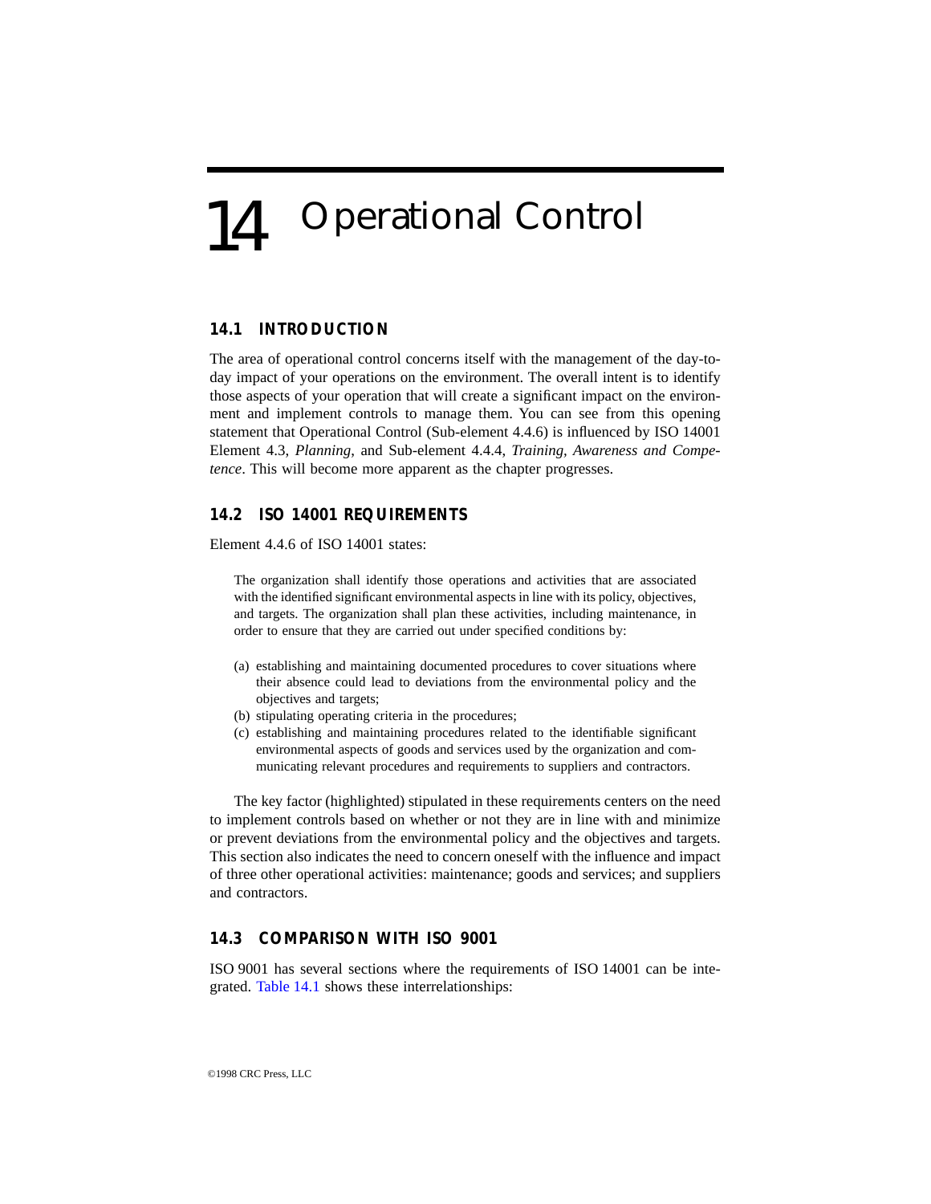# 14 Operational Control

## 14.1 INTRODUCTION

The area of operational control concerns itself with the management of the day-to-day impact of your operations on the environment. The overall intent is to identify those aspects of your operation that will create a significant impact on the environment and implement controls to manage them. You can see from this opening statement that Operational Control (Sub-element 4.4.6) is influenced by ISO 14001 Element 4.3, *Planning*, and Sub-element 4.4.4, *Training, Awareness and Competence*. This will become more apparent as the chapter progresses.

## 14.2 ISO 14001 REQUIREMENTS

Element 4.4.6 of ISO 14001 states:

> The organization shall identify those operations and activities that are associated with the identified significant environmental aspects in line with its policy, objectives, and targets. The organization shall plan these activities, including maintenance, in order to ensure that they are carried out under specified conditions by:
>
> (a) establishing and maintaining documented procedures to cover situations where their absence could lead to deviations from the environmental policy and the objectives and targets;
> (b) stipulating operating criteria in the procedures;
> (c) establishing and maintaining procedures related to the identifiable significant environmental aspects of goods and services used by the organization and communicating relevant procedures and requirements to suppliers and contractors.

The key factor (highlighted) stipulated in these requirements centers on the need to implement controls based on whether or not they are in line with and minimize or prevent deviations from the environmental policy and the objectives and targets. This section also indicates the need to concern oneself with the influence and impact of three other operational activities: maintenance; goods and services; and suppliers and contractors.

## 14.3 COMPARISON WITH ISO 9001

ISO 9001 has several sections where the requirements of ISO 14001 can be integrated. Table 14.1 shows these interrelationships: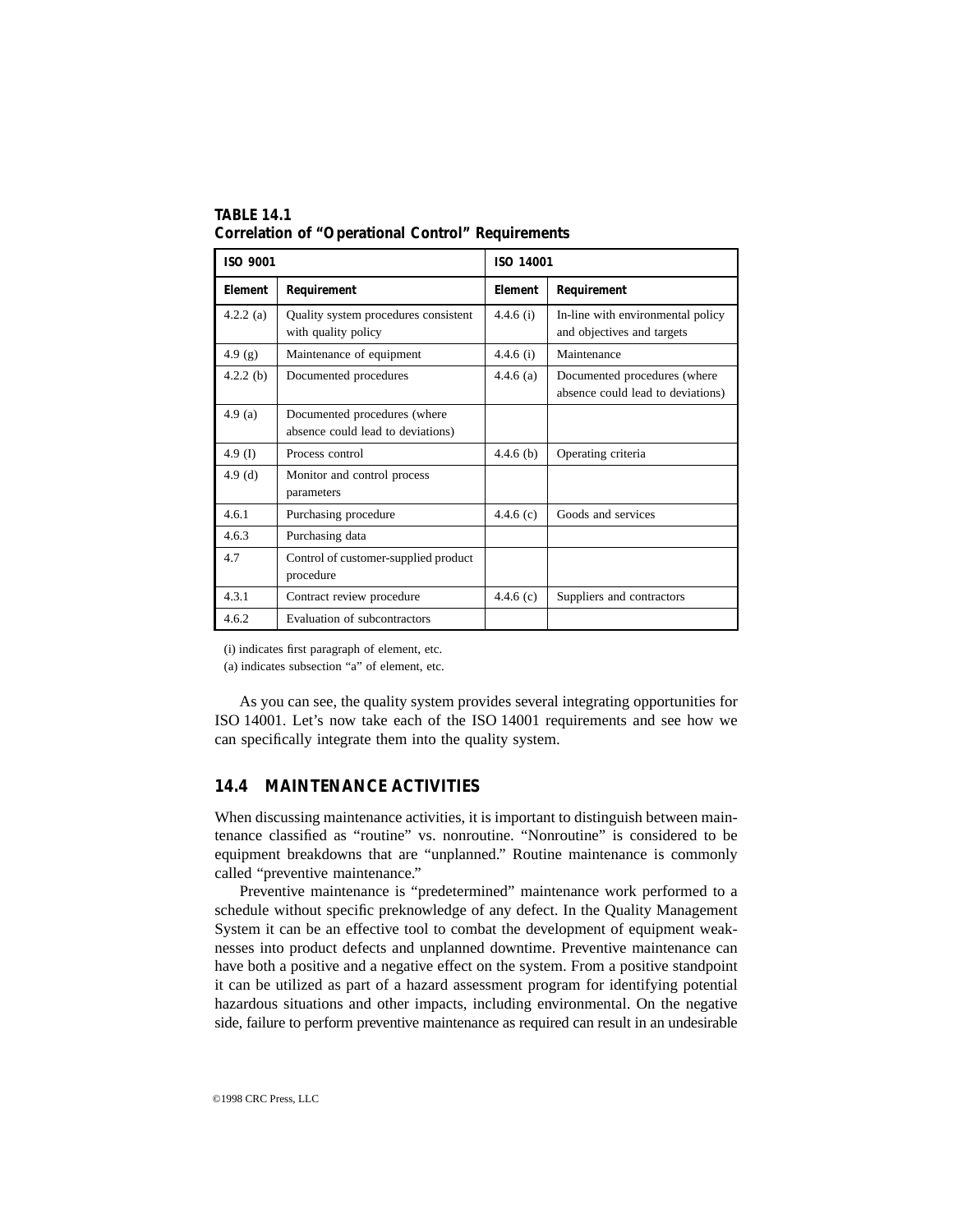**TABLE 14.1**
**Correlation of "Operational Control" Requirements**

| ISO 9001 | | ISO 14001 | |
|---|---|---|---|
| **Element** | **Requirement** | **Element** | **Requirement** |
| 4.2.2 (a) | Quality system procedures consistent with quality policy | 4.4.6 (i) | In-line with environmental policy and objectives and targets |
| 4.9 (g) | Maintenance of equipment | 4.4.6 (i) | Maintenance |
| 4.2.2 (b) | Documented procedures | 4.4.6 (a) | Documented procedures (where absence could lead to deviations) |
| 4.9 (a) | Documented procedures (where absence could lead to deviations) | | |
| 4.9 (I) | Process control | 4.4.6 (b) | Operating criteria |
| 4.9 (d) | Monitor and control process parameters | | |
| 4.6.1 | Purchasing procedure | 4.4.6 (c) | Goods and services |
| 4.6.3 | Purchasing data | | |
| 4.7 | Control of customer-supplied product procedure | | |
| 4.3.1 | Contract review procedure | 4.4.6 (c) | Suppliers and contractors |
| 4.6.2 | Evaluation of subcontractors | | |

(i) indicates first paragraph of element, etc.
(a) indicates subsection "a" of element, etc.

As you can see, the quality system provides several integrating opportunities for ISO 14001. Let's now take each of the ISO 14001 requirements and see how we can specifically integrate them into the quality system.

## 14.4 MAINTENANCE ACTIVITIES

When discussing maintenance activities, it is important to distinguish between maintenance classified as "routine" vs. nonroutine. "Nonroutine" is considered to be equipment breakdowns that are "unplanned." Routine maintenance is commonly called "preventive maintenance."

Preventive maintenance is "predetermined" maintenance work performed to a schedule without specific preknowledge of any defect. In the Quality Management System it can be an effective tool to combat the development of equipment weaknesses into product defects and unplanned downtime. Preventive maintenance can have both a positive and a negative effect on the system. From a positive standpoint it can be utilized as part of a hazard assessment program for identifying potential hazardous situations and other impacts, including environmental. On the negative side, failure to perform preventive maintenance as required can result in an undesirable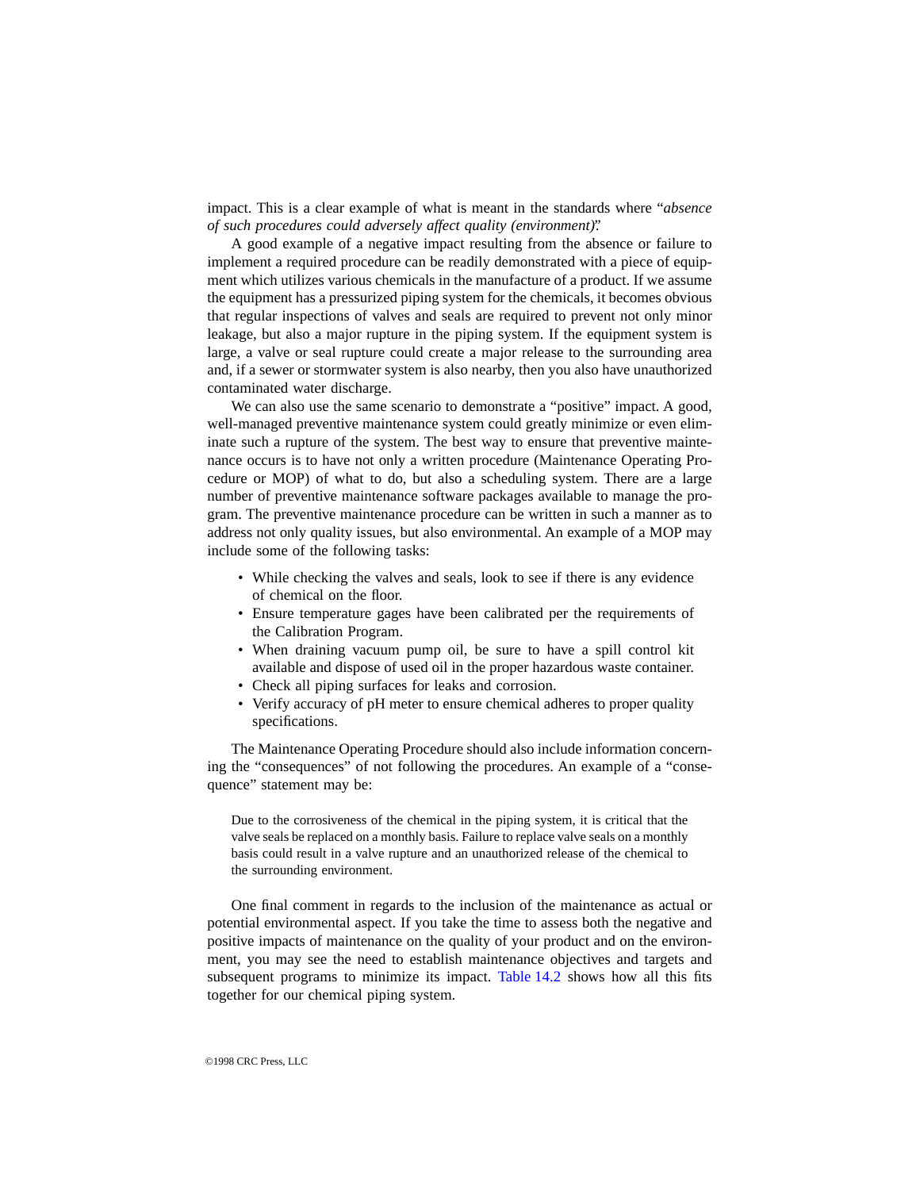impact. This is a clear example of what is meant in the standards where "*absence of such procedures could adversely affect quality (environment)*".

A good example of a negative impact resulting from the absence or failure to implement a required procedure can be readily demonstrated with a piece of equipment which utilizes various chemicals in the manufacture of a product. If we assume the equipment has a pressurized piping system for the chemicals, it becomes obvious that regular inspections of valves and seals are required to prevent not only minor leakage, but also a major rupture in the piping system. If the equipment system is large, a valve or seal rupture could create a major release to the surrounding area and, if a sewer or stormwater system is also nearby, then you also have unauthorized contaminated water discharge.

We can also use the same scenario to demonstrate a "positive" impact. A good, well-managed preventive maintenance system could greatly minimize or even eliminate such a rupture of the system. The best way to ensure that preventive maintenance occurs is to have not only a written procedure (Maintenance Operating Procedure or MOP) of what to do, but also a scheduling system. There are a large number of preventive maintenance software packages available to manage the program. The preventive maintenance procedure can be written in such a manner as to address not only quality issues, but also environmental. An example of a MOP may include some of the following tasks:

- While checking the valves and seals, look to see if there is any evidence of chemical on the floor.
- Ensure temperature gages have been calibrated per the requirements of the Calibration Program.
- When draining vacuum pump oil, be sure to have a spill control kit available and dispose of used oil in the proper hazardous waste container.
- Check all piping surfaces for leaks and corrosion.
- Verify accuracy of pH meter to ensure chemical adheres to proper quality specifications.

The Maintenance Operating Procedure should also include information concerning the "consequences" of not following the procedures. An example of a "consequence" statement may be:

> Due to the corrosiveness of the chemical in the piping system, it is critical that the valve seals be replaced on a monthly basis. Failure to replace valve seals on a monthly basis could result in a valve rupture and an unauthorized release of the chemical to the surrounding environment.

One final comment in regards to the inclusion of the maintenance as actual or potential environmental aspect. If you take the time to assess both the negative and positive impacts of maintenance on the quality of your product and on the environment, you may see the need to establish maintenance objectives and targets and subsequent programs to minimize its impact. Table 14.2 shows how all this fits together for our chemical piping system.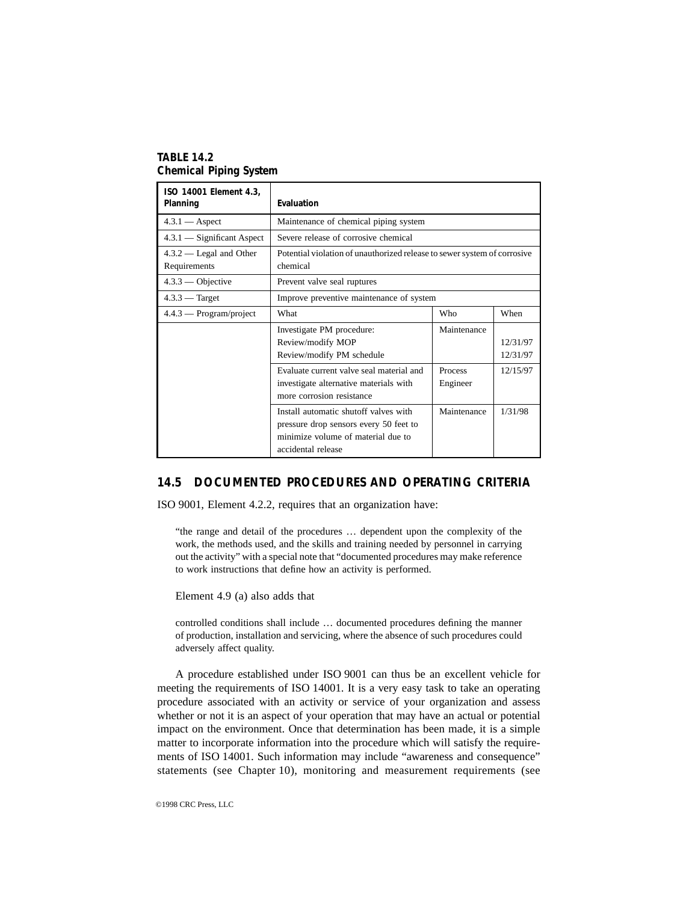**TABLE 14.2**
**Chemical Piping System**

| ISO 14001 Element 4.3, Planning | Evaluation | | |
|---|---|---|---|
| 4.3.1 — Aspect | Maintenance of chemical piping system | | |
| 4.3.1 — Significant Aspect | Severe release of corrosive chemical | | |
| 4.3.2 — Legal and Other Requirements | Potential violation of unauthorized release to sewer system of corrosive chemical | | |
| 4.3.3 — Objective | Prevent valve seal ruptures | | |
| 4.3.3 — Target | Improve preventive maintenance of system | | |
| 4.4.3 — Program/project | What | Who | When |
| | Investigate PM procedure:<br>Review/modify MOP<br>Review/modify PM schedule | Maintenance | <br>12/31/97<br>12/31/97 |
| | Evaluate current valve seal material and investigate alternative materials with more corrosion resistance | Process Engineer | 12/15/97 |
| | Install automatic shutoff valves with pressure drop sensors every 50 feet to minimize volume of material due to accidental release | Maintenance | 1/31/98 |

## 14.5 DOCUMENTED PROCEDURES AND OPERATING CRITERIA

ISO 9001, Element 4.2.2, requires that an organization have:

> "the range and detail of the procedures … dependent upon the complexity of the work, the methods used, and the skills and training needed by personnel in carrying out the activity" with a special note that "documented procedures may make reference to work instructions that define how an activity is performed.

Element 4.9 (a) also adds that

> controlled conditions shall include … documented procedures defining the manner of production, installation and servicing, where the absence of such procedures could adversely affect quality.

A procedure established under ISO 9001 can thus be an excellent vehicle for meeting the requirements of ISO 14001. It is a very easy task to take an operating procedure associated with an activity or service of your organization and assess whether or not it is an aspect of your operation that may have an actual or potential impact on the environment. Once that determination has been made, it is a simple matter to incorporate information into the procedure which will satisfy the requirements of ISO 14001. Such information may include "awareness and consequence" statements (see Chapter 10), monitoring and measurement requirements (see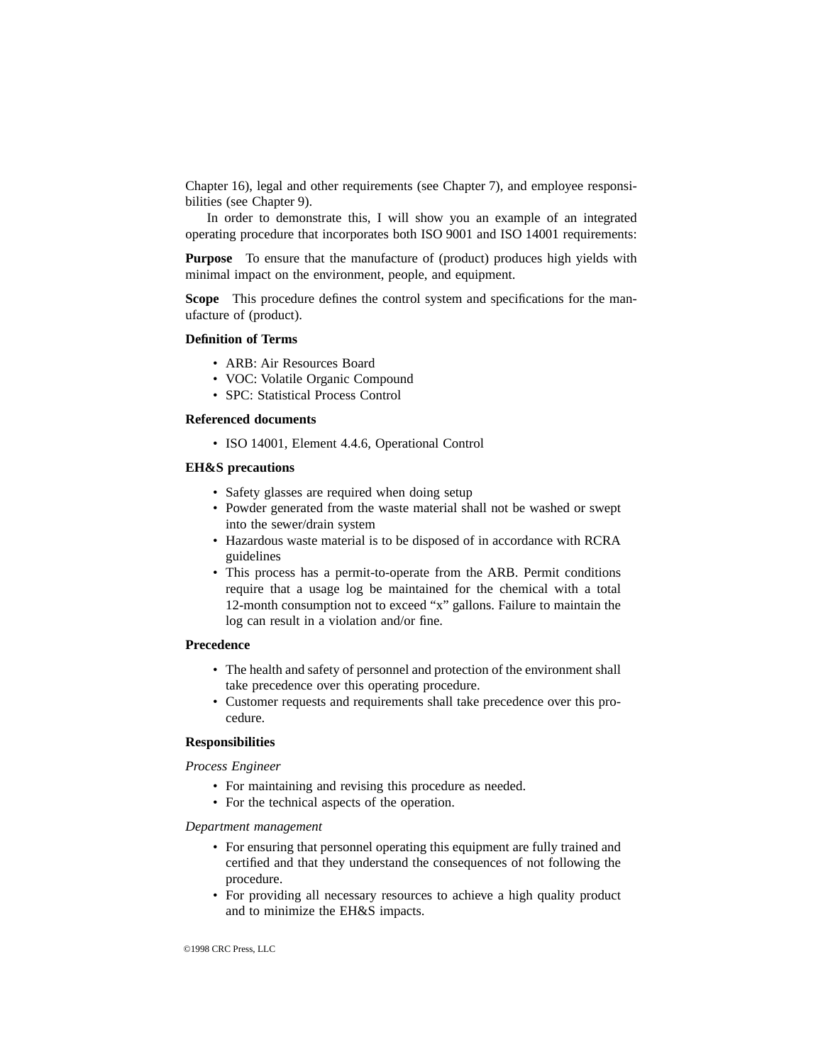Chapter 16), legal and other requirements (see Chapter 7), and employee responsibilities (see Chapter 9).

In order to demonstrate this, I will show you an example of an integrated operating procedure that incorporates both ISO 9001 and ISO 14001 requirements:

**Purpose** To ensure that the manufacture of (product) produces high yields with minimal impact on the environment, people, and equipment.

**Scope** This procedure defines the control system and specifications for the manufacture of (product).

**Definition of Terms**

- ARB: Air Resources Board
- VOC: Volatile Organic Compound
- SPC: Statistical Process Control

**Referenced documents**

- ISO 14001, Element 4.4.6, Operational Control

**EH&S precautions**

- Safety glasses are required when doing setup
- Powder generated from the waste material shall not be washed or swept into the sewer/drain system
- Hazardous waste material is to be disposed of in accordance with RCRA guidelines
- This process has a permit-to-operate from the ARB. Permit conditions require that a usage log be maintained for the chemical with a total 12-month consumption not to exceed "x" gallons. Failure to maintain the log can result in a violation and/or fine.

**Precedence**

- The health and safety of personnel and protection of the environment shall take precedence over this operating procedure.
- Customer requests and requirements shall take precedence over this procedure.

**Responsibilities**

*Process Engineer*

- For maintaining and revising this procedure as needed.
- For the technical aspects of the operation.

*Department management*

- For ensuring that personnel operating this equipment are fully trained and certified and that they understand the consequences of not following the procedure.
- For providing all necessary resources to achieve a high quality product and to minimize the EH&S impacts.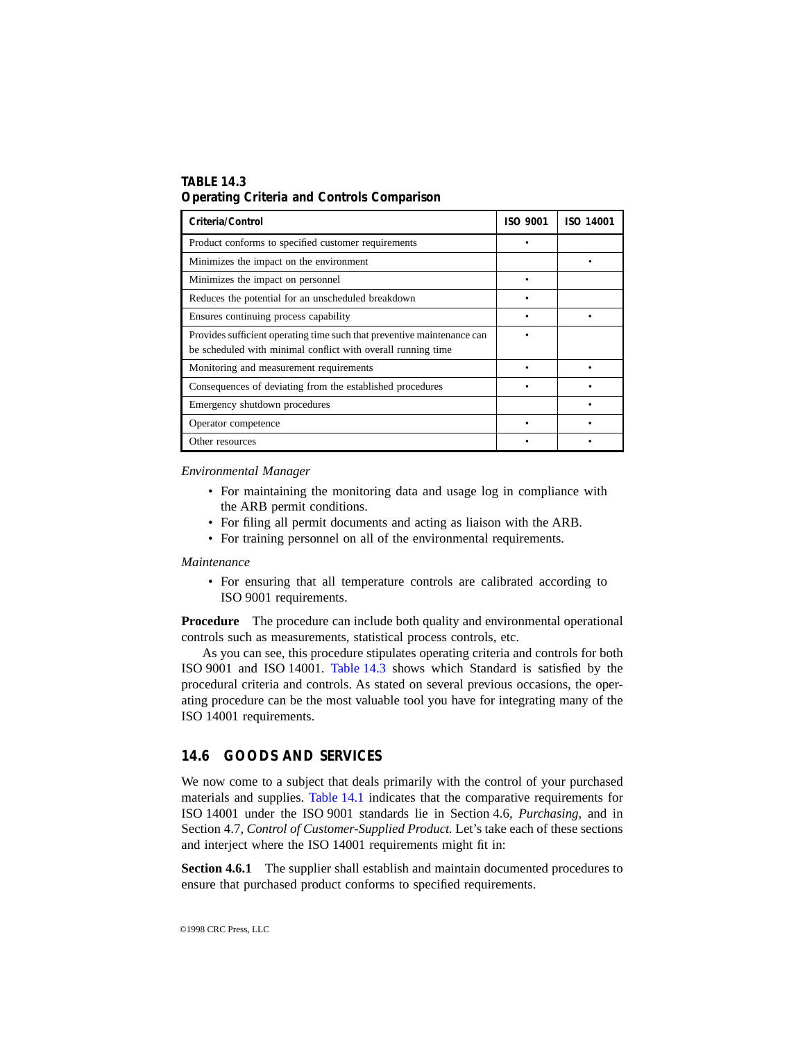**TABLE 14.3**
**Operating Criteria and Controls Comparison**

| Criteria/Control | ISO 9001 | ISO 14001 |
|---|---|---|
| Product conforms to specified customer requirements | • | |
| Minimizes the impact on the environment | | • |
| Minimizes the impact on personnel | • | |
| Reduces the potential for an unscheduled breakdown | • | |
| Ensures continuing process capability | • | • |
| Provides sufficient operating time such that preventive maintenance can be scheduled with minimal conflict with overall running time | • | |
| Monitoring and measurement requirements | • | • |
| Consequences of deviating from the established procedures | • | • |
| Emergency shutdown procedures | | • |
| Operator competence | • | • |
| Other resources | • | • |

*Environmental Manager*

- For maintaining the monitoring data and usage log in compliance with the ARB permit conditions.
- For filing all permit documents and acting as liaison with the ARB.
- For training personnel on all of the environmental requirements.

*Maintenance*

- For ensuring that all temperature controls are calibrated according to ISO 9001 requirements.

**Procedure** The procedure can include both quality and environmental operational controls such as measurements, statistical process controls, etc.

As you can see, this procedure stipulates operating criteria and controls for both ISO 9001 and ISO 14001. Table 14.3 shows which Standard is satisfied by the procedural criteria and controls. As stated on several previous occasions, the operating procedure can be the most valuable tool you have for integrating many of the ISO 14001 requirements.

## 14.6 GOODS AND SERVICES

We now come to a subject that deals primarily with the control of your purchased materials and supplies. Table 14.1 indicates that the comparative requirements for ISO 14001 under the ISO 9001 standards lie in Section 4.6, *Purchasing*, and in Section 4.7, *Control of Customer-Supplied Product.* Let's take each of these sections and interject where the ISO 14001 requirements might fit in:

**Section 4.6.1** The supplier shall establish and maintain documented procedures to ensure that purchased product conforms to specified requirements.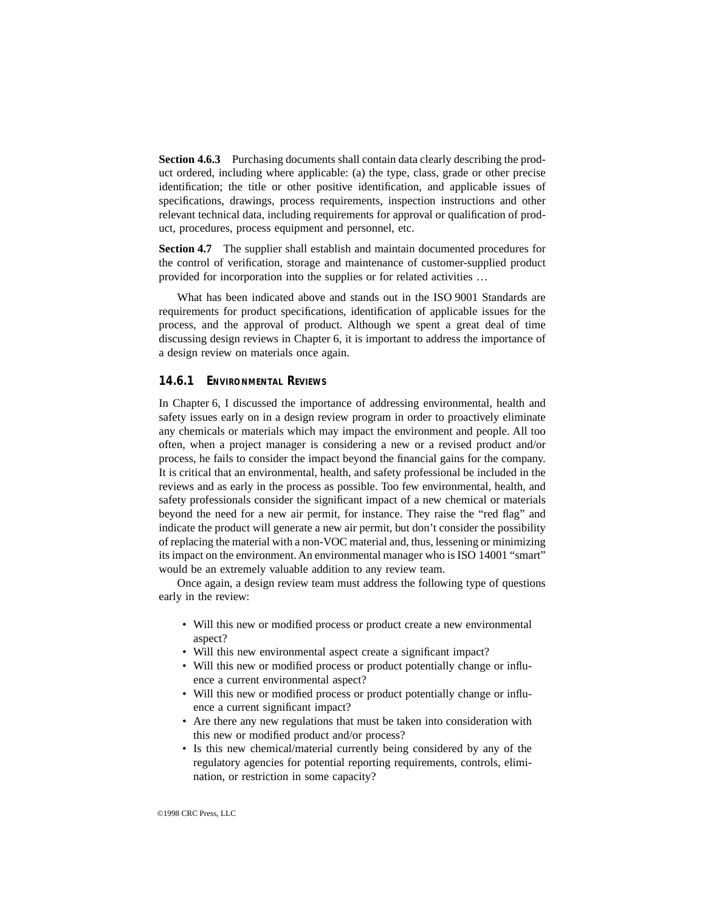**Section 4.6.3** Purchasing documents shall contain data clearly describing the product ordered, including where applicable: (a) the type, class, grade or other precise identification; the title or other positive identification, and applicable issues of specifications, drawings, process requirements, inspection instructions and other relevant technical data, including requirements for approval or qualification of product, procedures, process equipment and personnel, etc.

**Section 4.7** The supplier shall establish and maintain documented procedures for the control of verification, storage and maintenance of customer-supplied product provided for incorporation into the supplies or for related activities …

What has been indicated above and stands out in the ISO 9001 Standards are requirements for product specifications, identification of applicable issues for the process, and the approval of product. Although we spent a great deal of time discussing design reviews in Chapter 6, it is important to address the importance of a design review on materials once again.

### 14.6.1 Environmental Reviews

In Chapter 6, I discussed the importance of addressing environmental, health and safety issues early on in a design review program in order to proactively eliminate any chemicals or materials which may impact the environment and people. All too often, when a project manager is considering a new or a revised product and/or process, he fails to consider the impact beyond the financial gains for the company. It is critical that an environmental, health, and safety professional be included in the reviews and as early in the process as possible. Too few environmental, health, and safety professionals consider the significant impact of a new chemical or materials beyond the need for a new air permit, for instance. They raise the "red flag" and indicate the product will generate a new air permit, but don't consider the possibility of replacing the material with a non-VOC material and, thus, lessening or minimizing its impact on the environment. An environmental manager who is ISO 14001 "smart" would be an extremely valuable addition to any review team.

Once again, a design review team must address the following type of questions early in the review:

- Will this new or modified process or product create a new environmental aspect?
- Will this new environmental aspect create a significant impact?
- Will this new or modified process or product potentially change or influence a current environmental aspect?
- Will this new or modified process or product potentially change or influence a current significant impact?
- Are there any new regulations that must be taken into consideration with this new or modified product and/or process?
- Is this new chemical/material currently being considered by any of the regulatory agencies for potential reporting requirements, controls, elimination, or restriction in some capacity?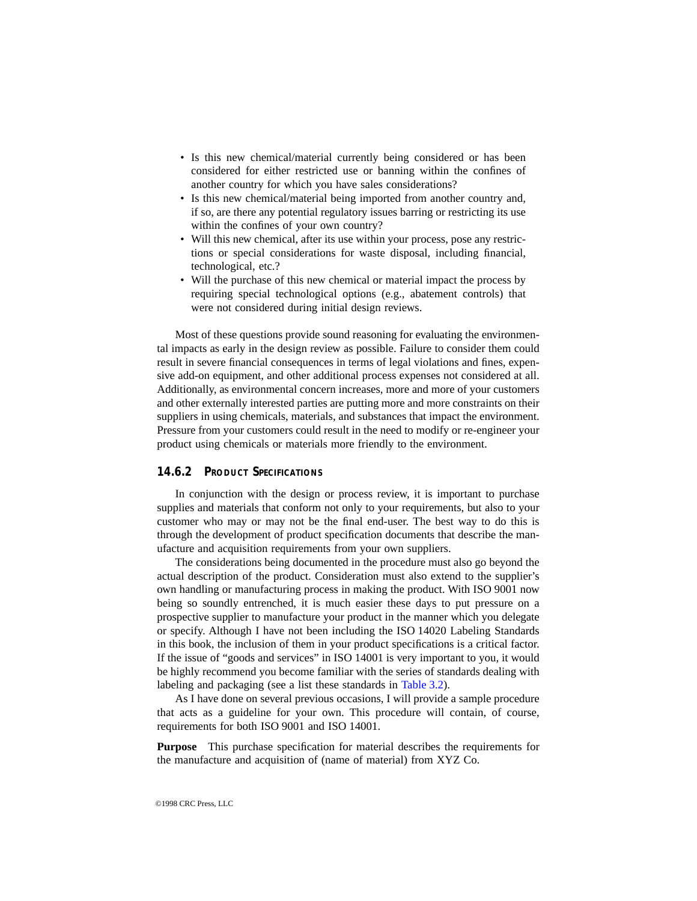- Is this new chemical/material currently being considered or has been considered for either restricted use or banning within the confines of another country for which you have sales considerations?
- Is this new chemical/material being imported from another country and, if so, are there any potential regulatory issues barring or restricting its use within the confines of your own country?
- Will this new chemical, after its use within your process, pose any restrictions or special considerations for waste disposal, including financial, technological, etc.?
- Will the purchase of this new chemical or material impact the process by requiring special technological options (e.g., abatement controls) that were not considered during initial design reviews.

Most of these questions provide sound reasoning for evaluating the environmental impacts as early in the design review as possible. Failure to consider them could result in severe financial consequences in terms of legal violations and fines, expensive add-on equipment, and other additional process expenses not considered at all. Additionally, as environmental concern increases, more and more of your customers and other externally interested parties are putting more and more constraints on their suppliers in using chemicals, materials, and substances that impact the environment. Pressure from your customers could result in the need to modify or re-engineer your product using chemicals or materials more friendly to the environment.

### 14.6.2 Product Specifications

In conjunction with the design or process review, it is important to purchase supplies and materials that conform not only to your requirements, but also to your customer who may or may not be the final end-user. The best way to do this is through the development of product specification documents that describe the manufacture and acquisition requirements from your own suppliers.

The considerations being documented in the procedure must also go beyond the actual description of the product. Consideration must also extend to the supplier's own handling or manufacturing process in making the product. With ISO 9001 now being so soundly entrenched, it is much easier these days to put pressure on a prospective supplier to manufacture your product in the manner which you delegate or specify. Although I have not been including the ISO 14020 Labeling Standards in this book, the inclusion of them in your product specifications is a critical factor. If the issue of "goods and services" in ISO 14001 is very important to you, it would be highly recommend you become familiar with the series of standards dealing with labeling and packaging (see a list these standards in Table 3.2).

As I have done on several previous occasions, I will provide a sample procedure that acts as a guideline for your own. This procedure will contain, of course, requirements for both ISO 9001 and ISO 14001.

**Purpose** This purchase specification for material describes the requirements for the manufacture and acquisition of (name of material) from XYZ Co.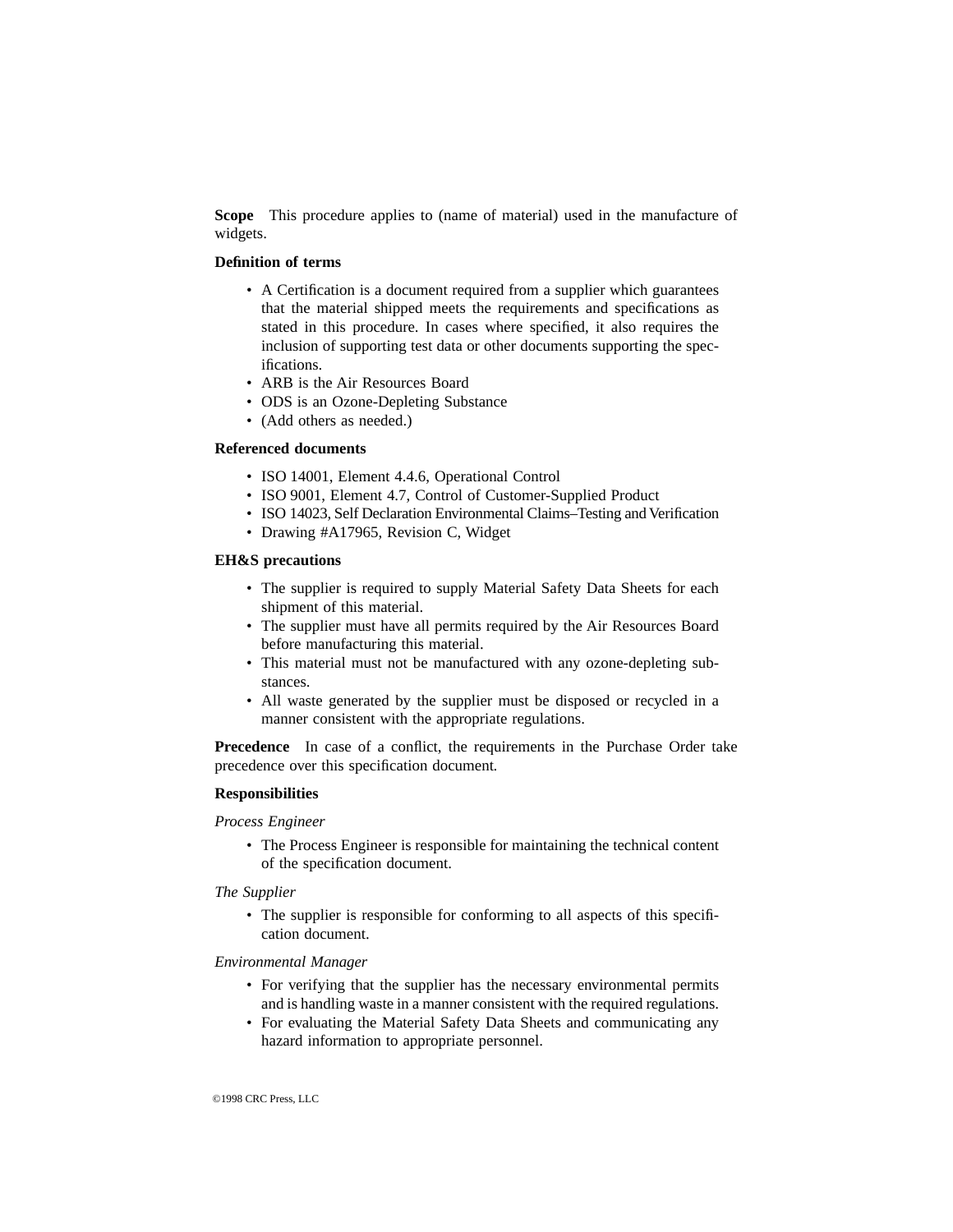**Scope** This procedure applies to (name of material) used in the manufacture of widgets.

**Definition of terms**

- A Certification is a document required from a supplier which guarantees that the material shipped meets the requirements and specifications as stated in this procedure. In cases where specified, it also requires the inclusion of supporting test data or other documents supporting the specifications.
- ARB is the Air Resources Board
- ODS is an Ozone-Depleting Substance
- (Add others as needed.)

**Referenced documents**

- ISO 14001, Element 4.4.6, Operational Control
- ISO 9001, Element 4.7, Control of Customer-Supplied Product
- ISO 14023, Self Declaration Environmental Claims–Testing and Verification
- Drawing #A17965, Revision C, Widget

**EH&S precautions**

- The supplier is required to supply Material Safety Data Sheets for each shipment of this material.
- The supplier must have all permits required by the Air Resources Board before manufacturing this material.
- This material must not be manufactured with any ozone-depleting substances.
- All waste generated by the supplier must be disposed or recycled in a manner consistent with the appropriate regulations.

**Precedence** In case of a conflict, the requirements in the Purchase Order take precedence over this specification document.

**Responsibilities**

*Process Engineer*

- The Process Engineer is responsible for maintaining the technical content of the specification document.

*The Supplier*

- The supplier is responsible for conforming to all aspects of this specification document.

*Environmental Manager*

- For verifying that the supplier has the necessary environmental permits and is handling waste in a manner consistent with the required regulations.
- For evaluating the Material Safety Data Sheets and communicating any hazard information to appropriate personnel.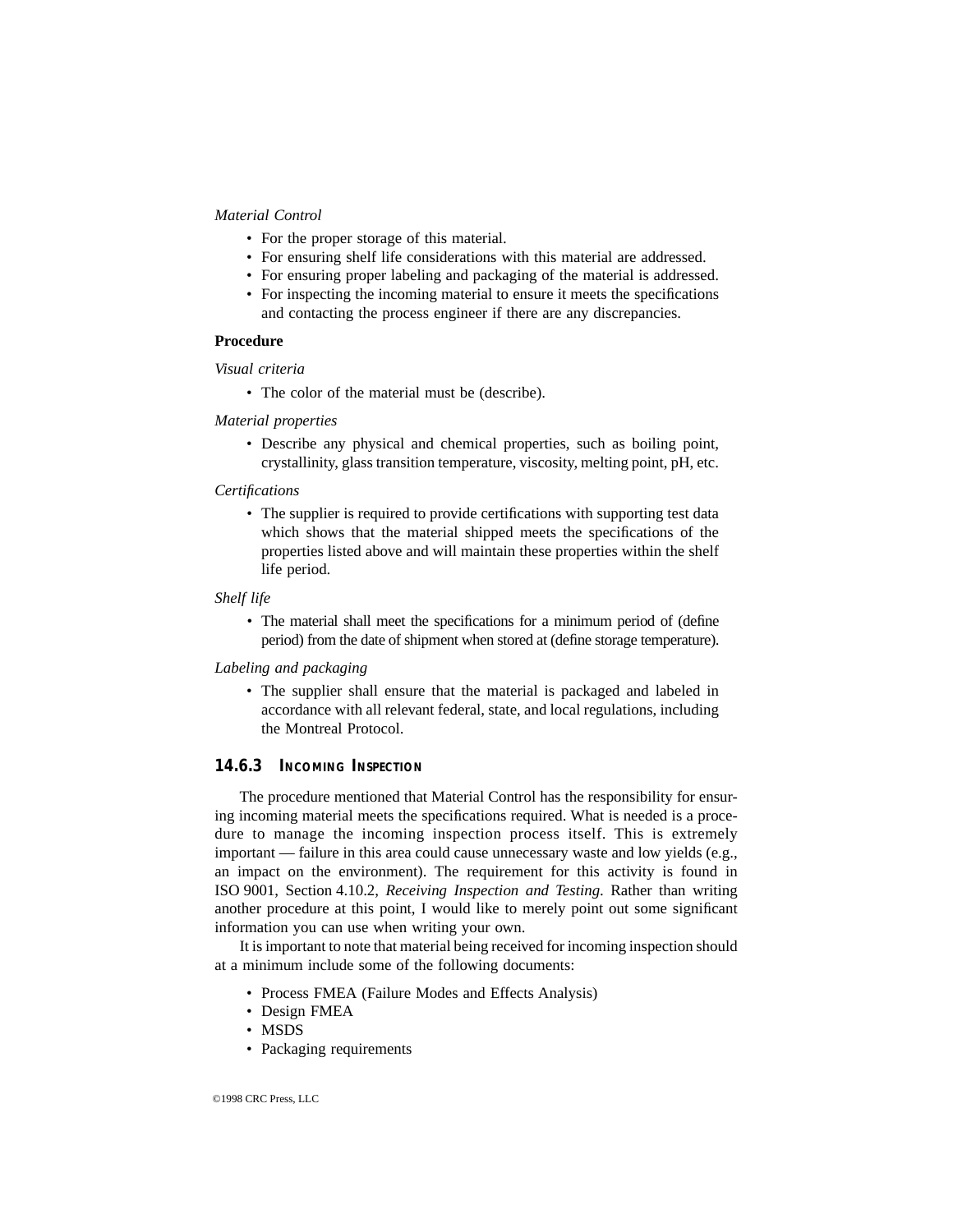*Material Control*

- For the proper storage of this material.
- For ensuring shelf life considerations with this material are addressed.
- For ensuring proper labeling and packaging of the material is addressed.
- For inspecting the incoming material to ensure it meets the specifications and contacting the process engineer if there are any discrepancies.

**Procedure**

*Visual criteria*

- The color of the material must be (describe).

*Material properties*

- Describe any physical and chemical properties, such as boiling point, crystallinity, glass transition temperature, viscosity, melting point, pH, etc.

*Certifications*

- The supplier is required to provide certifications with supporting test data which shows that the material shipped meets the specifications of the properties listed above and will maintain these properties within the shelf life period.

*Shelf life*

- The material shall meet the specifications for a minimum period of (define period) from the date of shipment when stored at (define storage temperature).

*Labeling and packaging*

- The supplier shall ensure that the material is packaged and labeled in accordance with all relevant federal, state, and local regulations, including the Montreal Protocol.

### 14.6.3 Incoming Inspection

The procedure mentioned that Material Control has the responsibility for ensuring incoming material meets the specifications required. What is needed is a procedure to manage the incoming inspection process itself. This is extremely important — failure in this area could cause unnecessary waste and low yields (e.g., an impact on the environment). The requirement for this activity is found in ISO 9001, Section 4.10.2, *Receiving Inspection and Testing.* Rather than writing another procedure at this point, I would like to merely point out some significant information you can use when writing your own.

It is important to note that material being received for incoming inspection should at a minimum include some of the following documents:

- Process FMEA (Failure Modes and Effects Analysis)
- Design FMEA
- MSDS
- Packaging requirements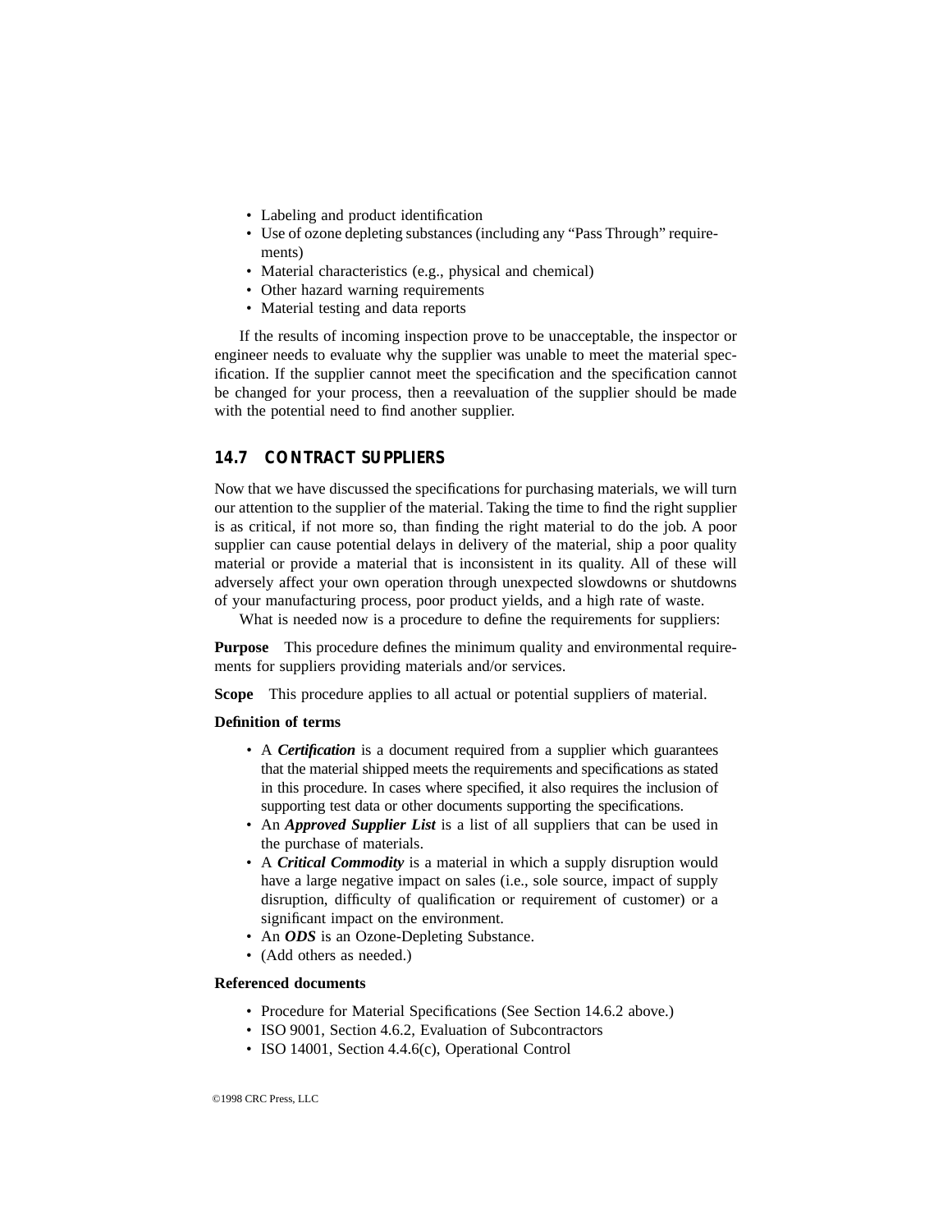- Labeling and product identification
- Use of ozone depleting substances (including any "Pass Through" requirements)
- Material characteristics (e.g., physical and chemical)
- Other hazard warning requirements
- Material testing and data reports

If the results of incoming inspection prove to be unacceptable, the inspector or engineer needs to evaluate why the supplier was unable to meet the material specification. If the supplier cannot meet the specification and the specification cannot be changed for your process, then a reevaluation of the supplier should be made with the potential need to find another supplier.

## 14.7 CONTRACT SUPPLIERS

Now that we have discussed the specifications for purchasing materials, we will turn our attention to the supplier of the material. Taking the time to find the right supplier is as critical, if not more so, than finding the right material to do the job. A poor supplier can cause potential delays in delivery of the material, ship a poor quality material or provide a material that is inconsistent in its quality. All of these will adversely affect your own operation through unexpected slowdowns or shutdowns of your manufacturing process, poor product yields, and a high rate of waste.

What is needed now is a procedure to define the requirements for suppliers:

**Purpose** This procedure defines the minimum quality and environmental requirements for suppliers providing materials and/or services.

**Scope** This procedure applies to all actual or potential suppliers of material.

**Definition of terms**

- A ***Certification*** is a document required from a supplier which guarantees that the material shipped meets the requirements and specifications as stated in this procedure. In cases where specified, it also requires the inclusion of supporting test data or other documents supporting the specifications.
- An ***Approved Supplier List*** is a list of all suppliers that can be used in the purchase of materials.
- A ***Critical Commodity*** is a material in which a supply disruption would have a large negative impact on sales (i.e., sole source, impact of supply disruption, difficulty of qualification or requirement of customer) or a significant impact on the environment.
- An ***ODS*** is an Ozone-Depleting Substance.
- (Add others as needed.)

**Referenced documents**

- Procedure for Material Specifications (See Section 14.6.2 above.)
- ISO 9001, Section 4.6.2, Evaluation of Subcontractors
- ISO 14001, Section 4.4.6(c), Operational Control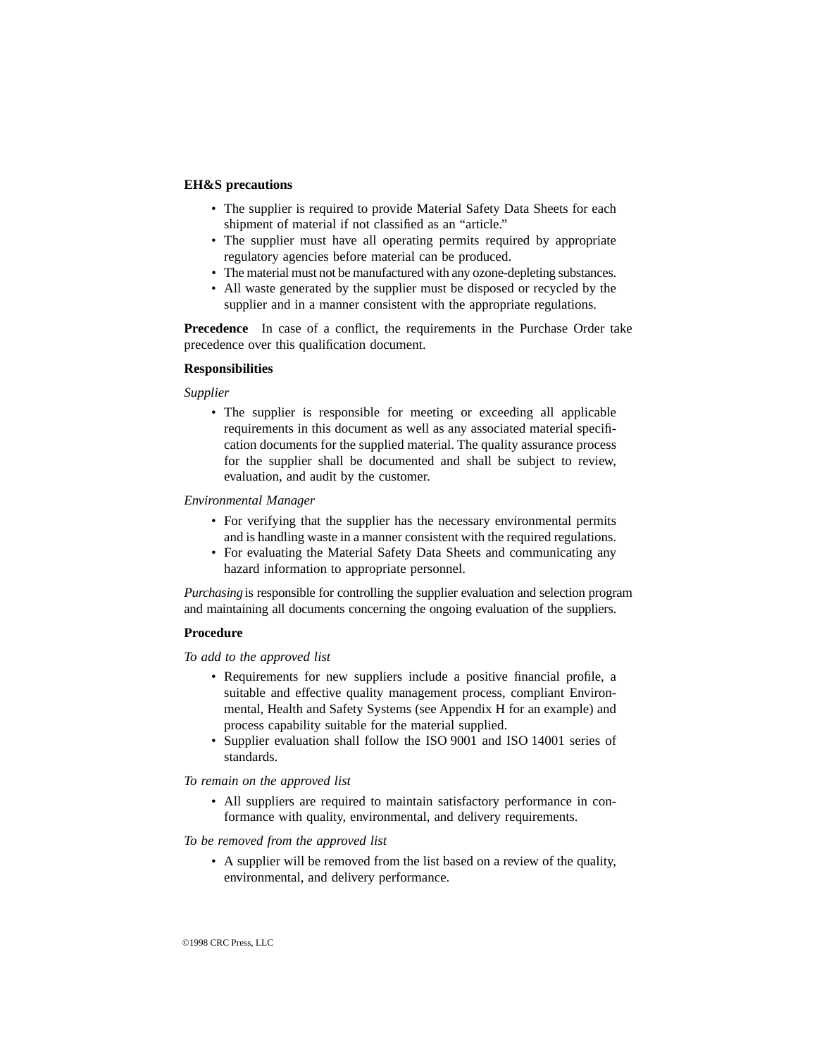**EH&S precautions**

- The supplier is required to provide Material Safety Data Sheets for each shipment of material if not classified as an "article."
- The supplier must have all operating permits required by appropriate regulatory agencies before material can be produced.
- The material must not be manufactured with any ozone-depleting substances.
- All waste generated by the supplier must be disposed or recycled by the supplier and in a manner consistent with the appropriate regulations.

**Precedence** In case of a conflict, the requirements in the Purchase Order take precedence over this qualification document.

**Responsibilities**

*Supplier*

- The supplier is responsible for meeting or exceeding all applicable requirements in this document as well as any associated material specification documents for the supplied material. The quality assurance process for the supplier shall be documented and shall be subject to review, evaluation, and audit by the customer.

*Environmental Manager*

- For verifying that the supplier has the necessary environmental permits and is handling waste in a manner consistent with the required regulations.
- For evaluating the Material Safety Data Sheets and communicating any hazard information to appropriate personnel.

*Purchasing* is responsible for controlling the supplier evaluation and selection program and maintaining all documents concerning the ongoing evaluation of the suppliers.

**Procedure**

*To add to the approved list*

- Requirements for new suppliers include a positive financial profile, a suitable and effective quality management process, compliant Environmental, Health and Safety Systems (see Appendix H for an example) and process capability suitable for the material supplied.
- Supplier evaluation shall follow the ISO 9001 and ISO 14001 series of standards.

*To remain on the approved list*

- All suppliers are required to maintain satisfactory performance in conformance with quality, environmental, and delivery requirements.

*To be removed from the approved list*

- A supplier will be removed from the list based on a review of the quality, environmental, and delivery performance.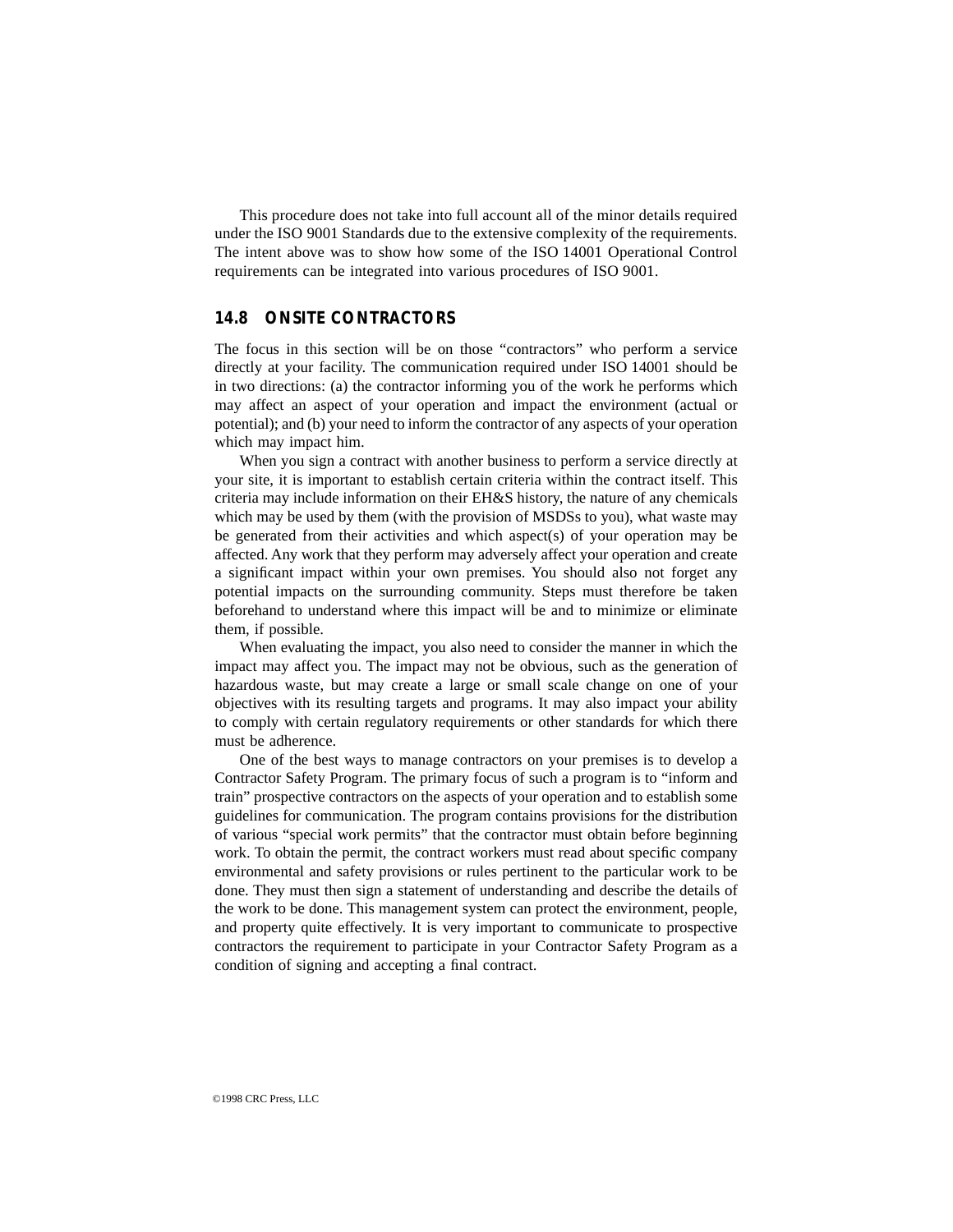This procedure does not take into full account all of the minor details required under the ISO 9001 Standards due to the extensive complexity of the requirements. The intent above was to show how some of the ISO 14001 Operational Control requirements can be integrated into various procedures of ISO 9001.

## 14.8 ONSITE CONTRACTORS

The focus in this section will be on those "contractors" who perform a service directly at your facility. The communication required under ISO 14001 should be in two directions: (a) the contractor informing you of the work he performs which may affect an aspect of your operation and impact the environment (actual or potential); and (b) your need to inform the contractor of any aspects of your operation which may impact him.

When you sign a contract with another business to perform a service directly at your site, it is important to establish certain criteria within the contract itself. This criteria may include information on their EH&S history, the nature of any chemicals which may be used by them (with the provision of MSDSs to you), what waste may be generated from their activities and which aspect(s) of your operation may be affected. Any work that they perform may adversely affect your operation and create a significant impact within your own premises. You should also not forget any potential impacts on the surrounding community. Steps must therefore be taken beforehand to understand where this impact will be and to minimize or eliminate them, if possible.

When evaluating the impact, you also need to consider the manner in which the impact may affect you. The impact may not be obvious, such as the generation of hazardous waste, but may create a large or small scale change on one of your objectives with its resulting targets and programs. It may also impact your ability to comply with certain regulatory requirements or other standards for which there must be adherence.

One of the best ways to manage contractors on your premises is to develop a Contractor Safety Program. The primary focus of such a program is to "inform and train" prospective contractors on the aspects of your operation and to establish some guidelines for communication. The program contains provisions for the distribution of various "special work permits" that the contractor must obtain before beginning work. To obtain the permit, the contract workers must read about specific company environmental and safety provisions or rules pertinent to the particular work to be done. They must then sign a statement of understanding and describe the details of the work to be done. This management system can protect the environment, people, and property quite effectively. It is very important to communicate to prospective contractors the requirement to participate in your Contractor Safety Program as a condition of signing and accepting a final contract.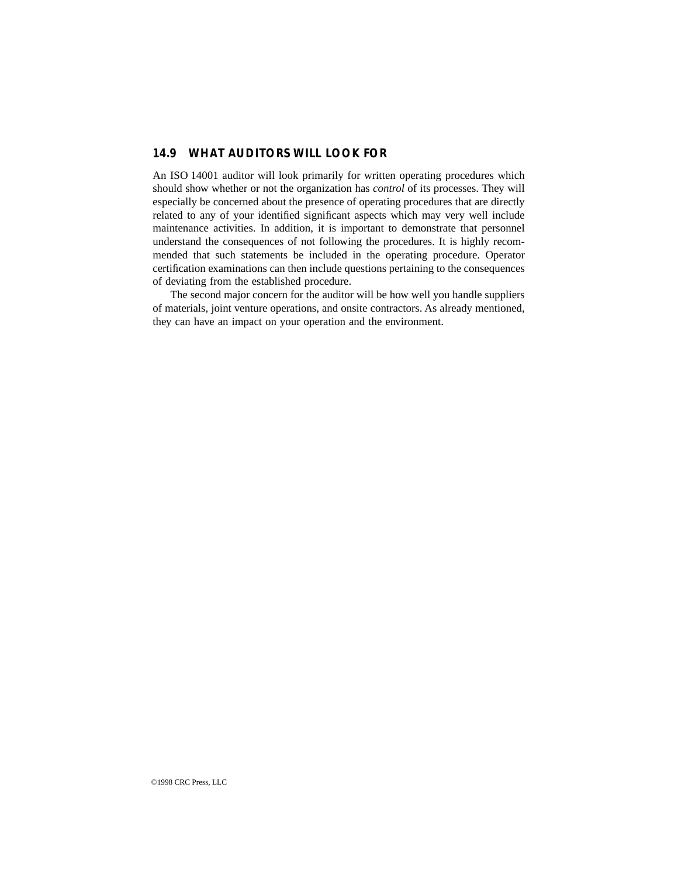## 14.9 WHAT AUDITORS WILL LOOK FOR

An ISO 14001 auditor will look primarily for written operating procedures which should show whether or not the organization has *control* of its processes. They will especially be concerned about the presence of operating procedures that are directly related to any of your identified significant aspects which may very well include maintenance activities. In addition, it is important to demonstrate that personnel understand the consequences of not following the procedures. It is highly recommended that such statements be included in the operating procedure. Operator certification examinations can then include questions pertaining to the consequences of deviating from the established procedure.

The second major concern for the auditor will be how well you handle suppliers of materials, joint venture operations, and onsite contractors. As already mentioned, they can have an impact on your operation and the environment.